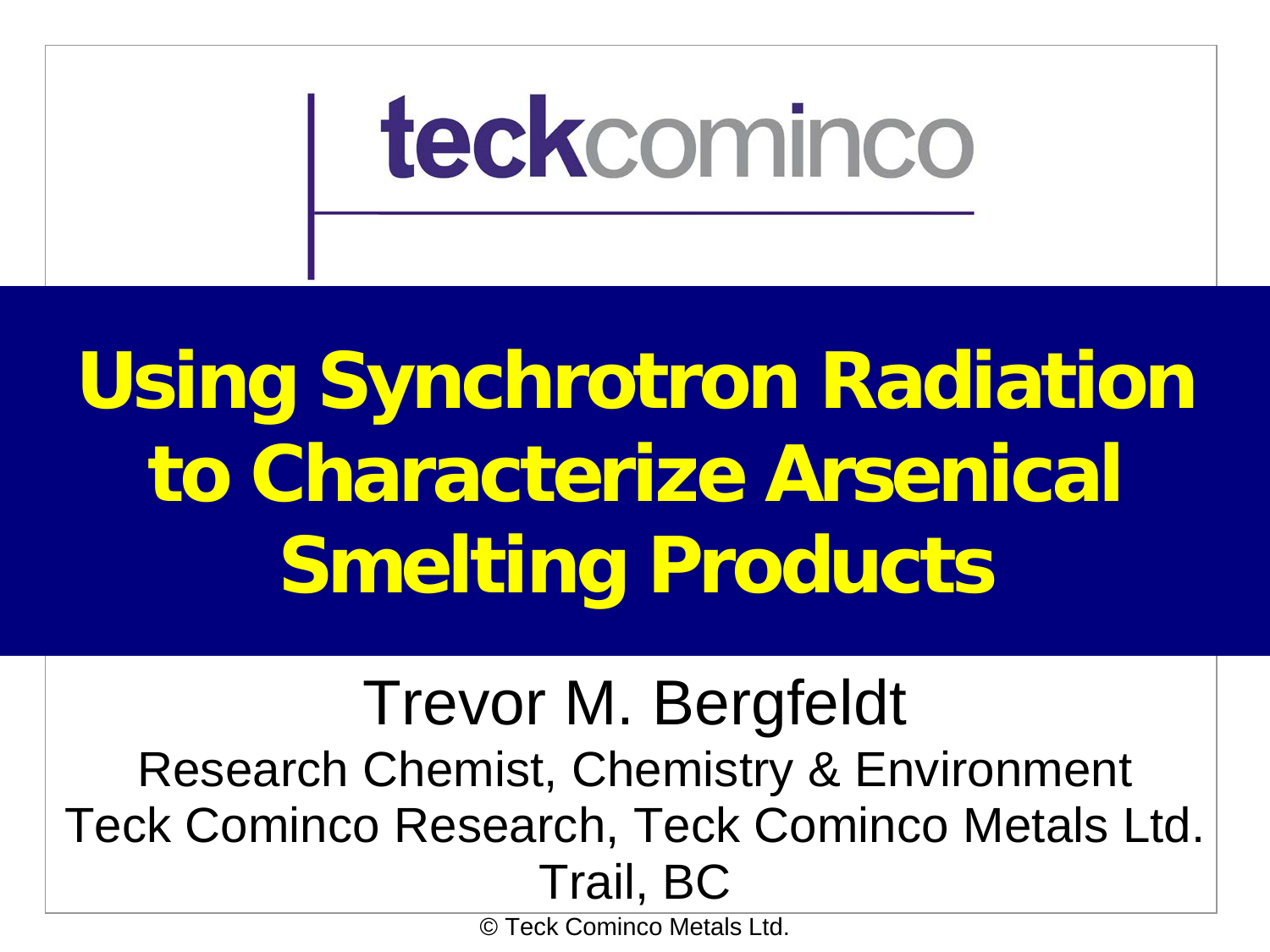teckcominco

# Using Synchrotron Radiation to Characterize Arsenical Smelting Products

Trevor M. Bergfeldt

Research Chemist, Chemistry & Environment

Teck Cominco Research, Teck Cominco Metals Ltd.

Trail, BC

© Teck Cominco Metals Ltd.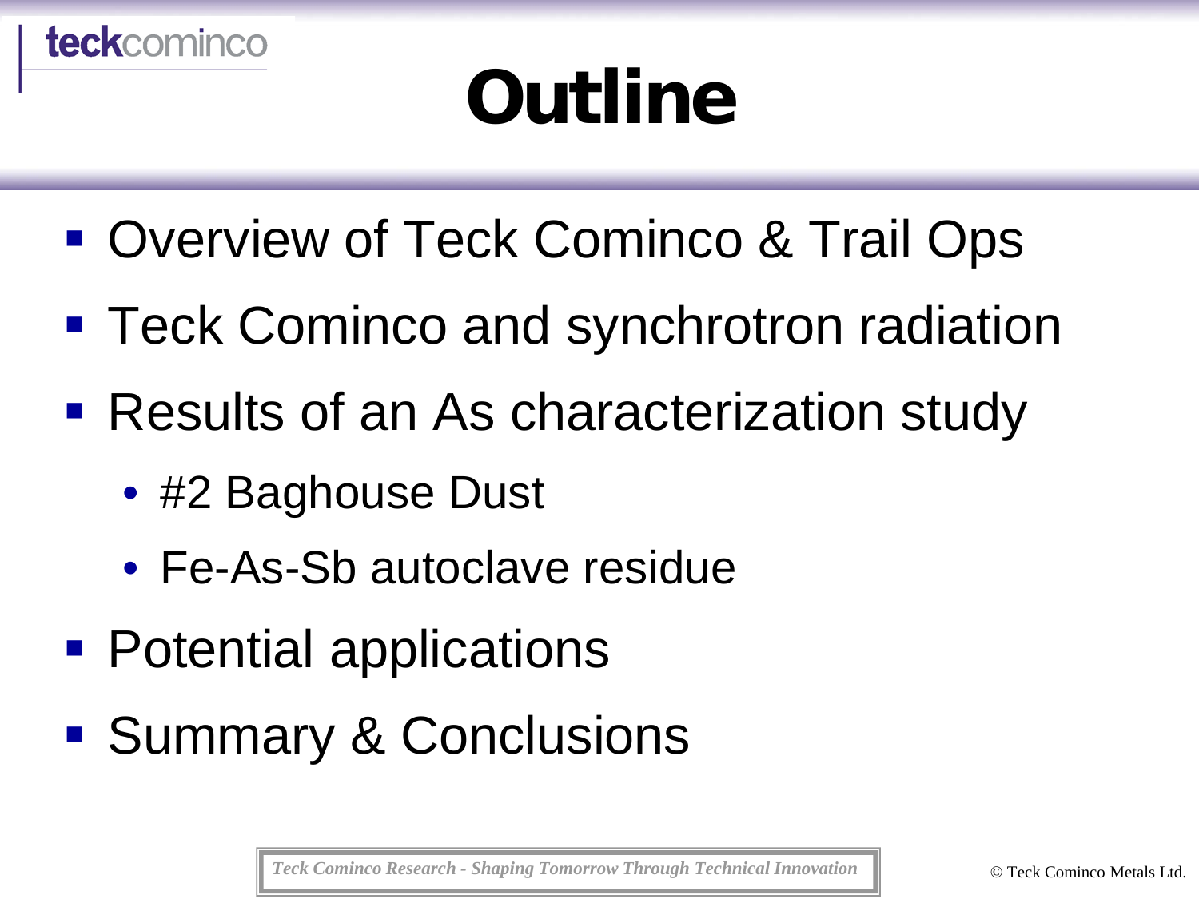# Outline

- Overview of Teck Cominco & Trail Ops
- Teck Cominco and synchrotron radiation
- Results of an As characterization study
  - #2 Baghouse Dust
  - Fe-As-Sb autoclave residue
- Potential applications
- Summary & Conclusions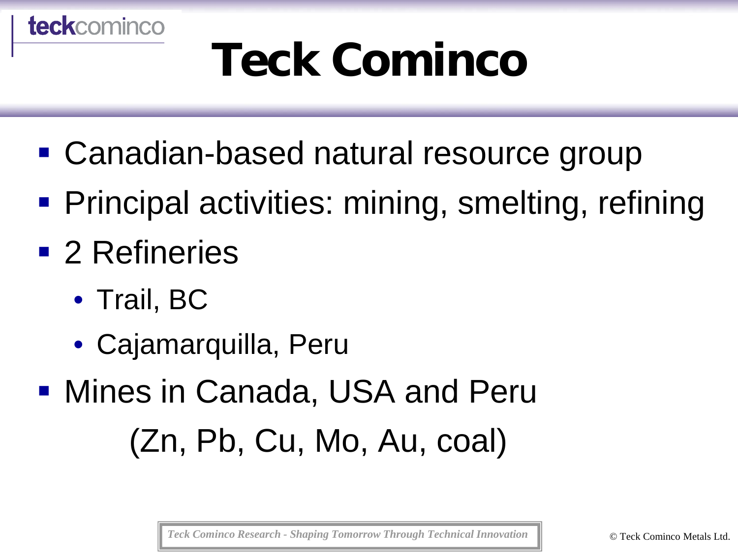# Teck Cominco

- Canadian-based natural resource group
- Principal activities: mining, smelting, refining
- 2 Refineries
  - Trail, BC
  - Cajamarquilla, Peru
- Mines in Canada, USA and Peru

  (Zn, Pb, Cu, Mo, Au, coal)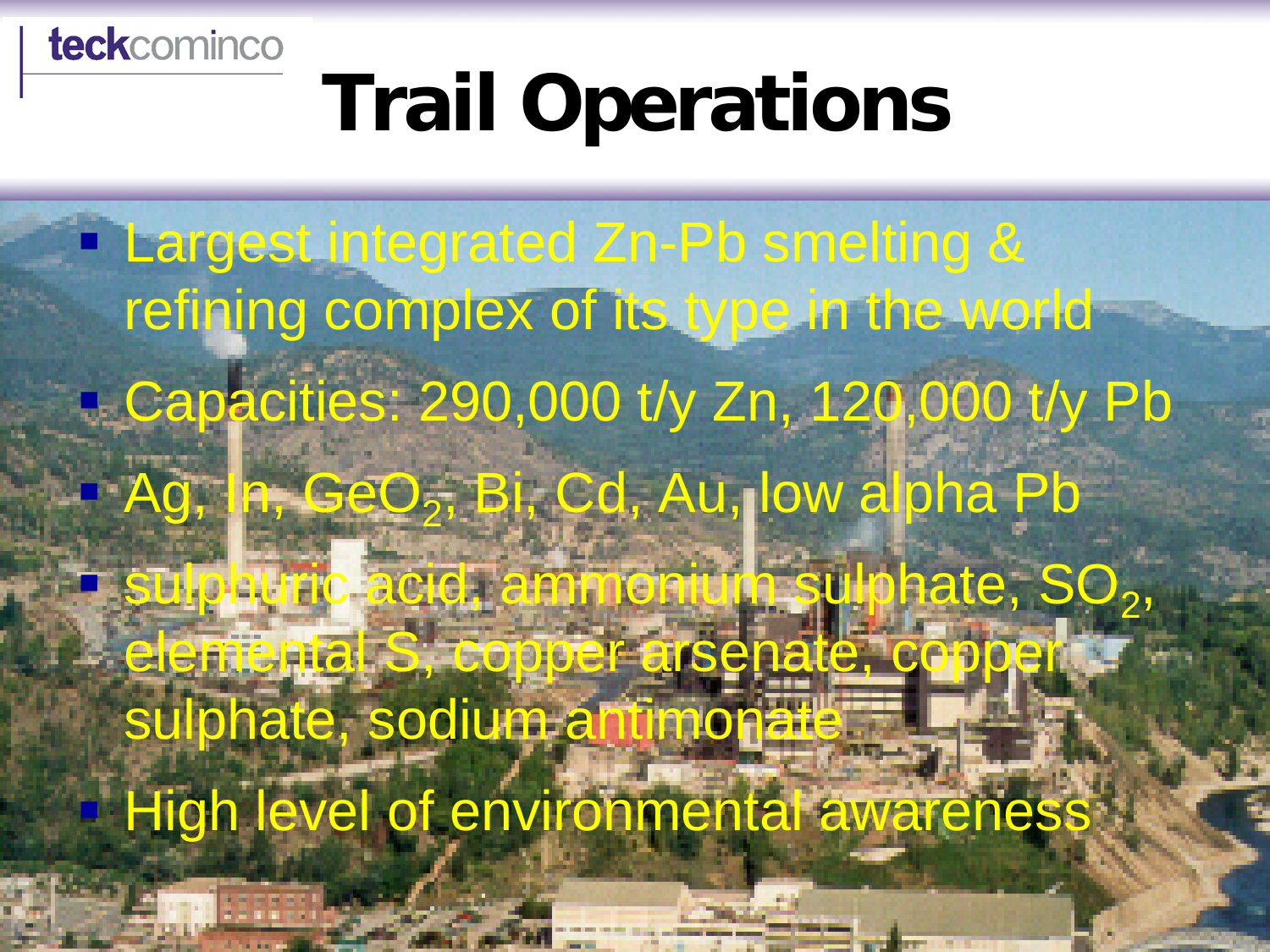# Trail Operations

- Largest integrated Zn-Pb smelting & refining complex of its type in the world
- Capacities: 290,000 t/y Zn, 120,000 t/y Pb
- Ag, In, $GeO_2$, Bi, Cd, Au, low alpha Pb
- sulphuric acid, ammonium sulphate, $SO_2$, elemental S, copper arsenate, copper sulphate, sodium antimonate
- High level of environmental awareness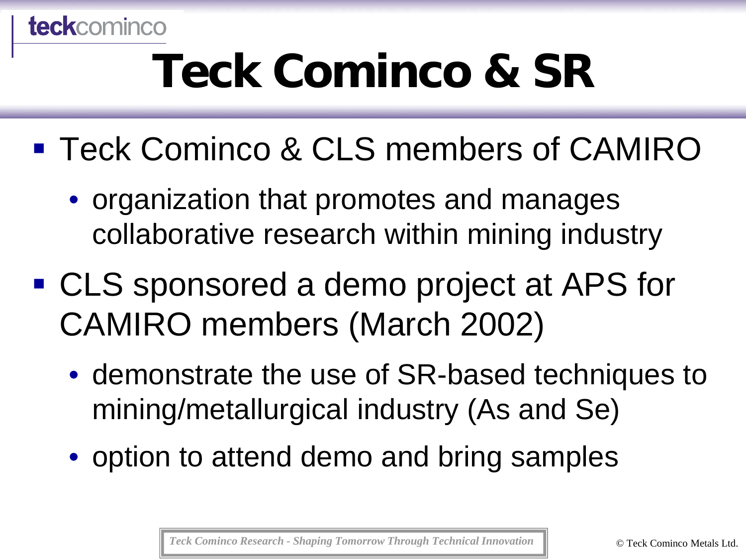# Teck Cominco & SR

- Teck Cominco & CLS members of CAMIRO
  - organization that promotes and manages collaborative research within mining industry
- CLS sponsored a demo project at APS for CAMIRO members (March 2002)
  - demonstrate the use of SR-based techniques to mining/metallurgical industry (As and Se)
  - option to attend demo and bring samples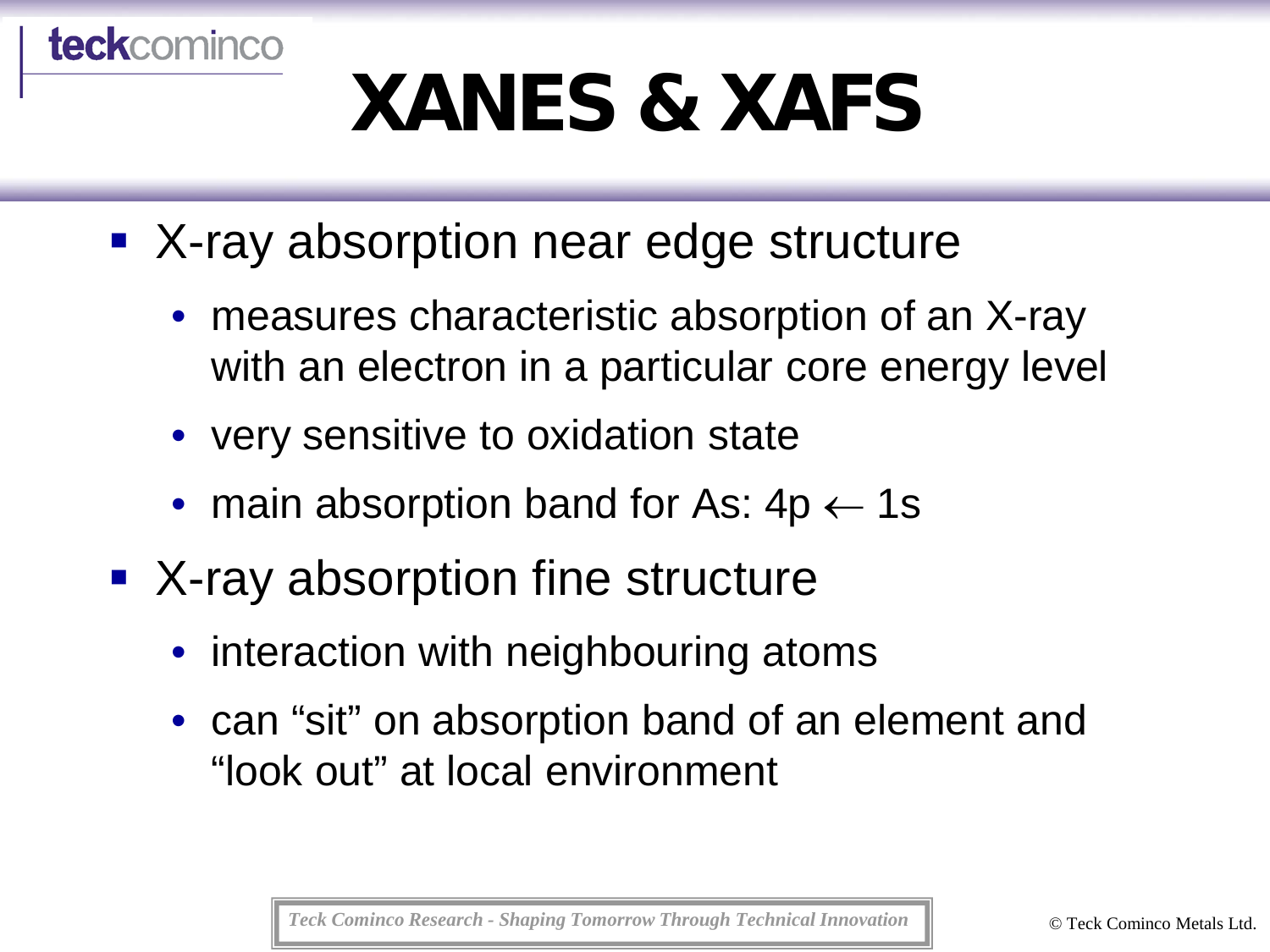# XANES & XAFS

- X-ray absorption near edge structure
  - measures characteristic absorption of an X-ray with an electron in a particular core energy level
  - very sensitive to oxidation state
  - main absorption band for As: $4p \leftarrow 1s$
- X-ray absorption fine structure
  - interaction with neighbouring atoms
  - can “sit” on absorption band of an element and “look out” at local environment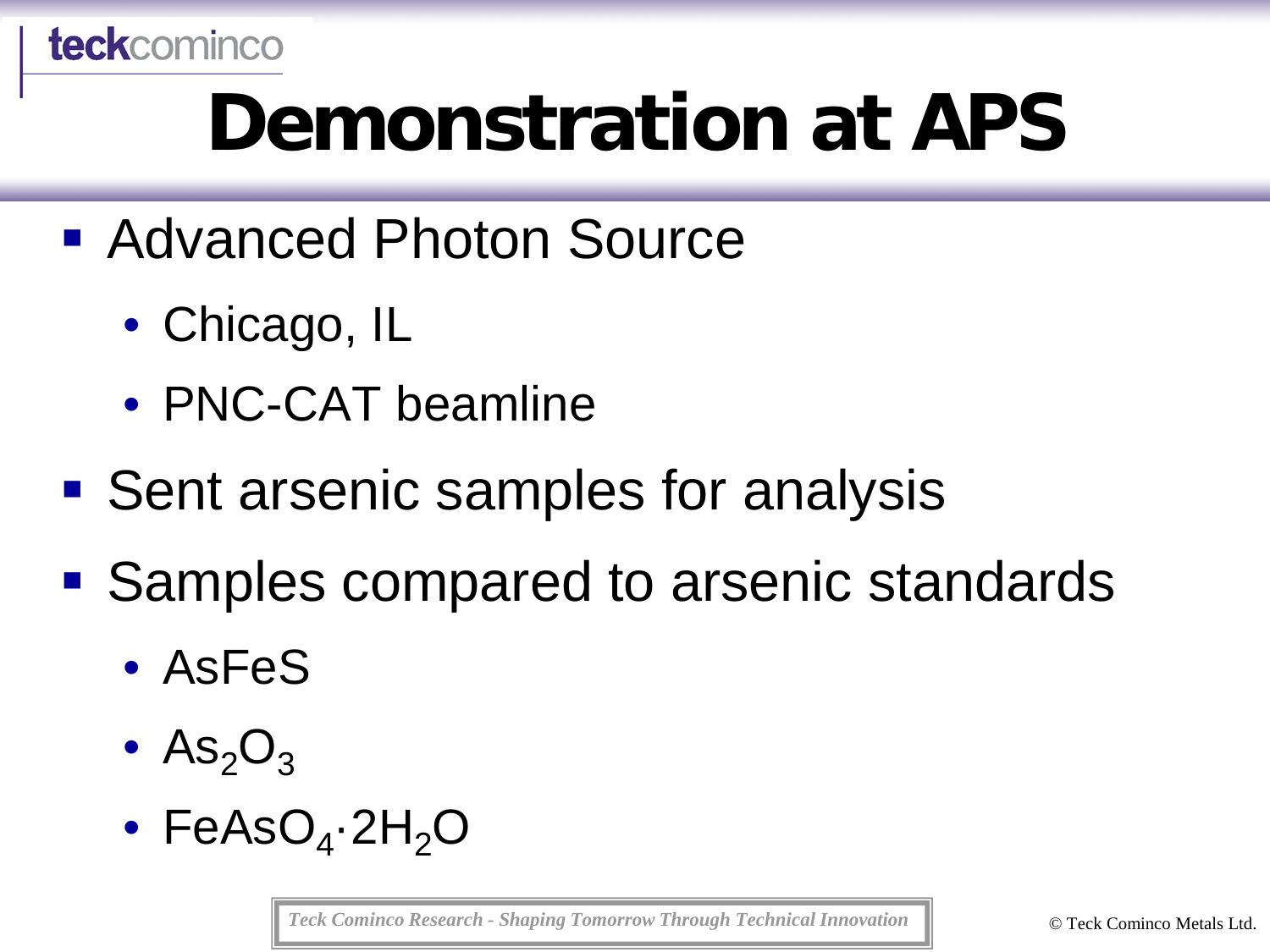# Demonstration at APS

- Advanced Photon Source
  - Chicago, IL
  - PNC-CAT beamline
- Sent arsenic samples for analysis
- Samples compared to arsenic standards
  - AsFeS
  - $As_2O_3$
  - $FeAsO_4 \cdot 2H_2O$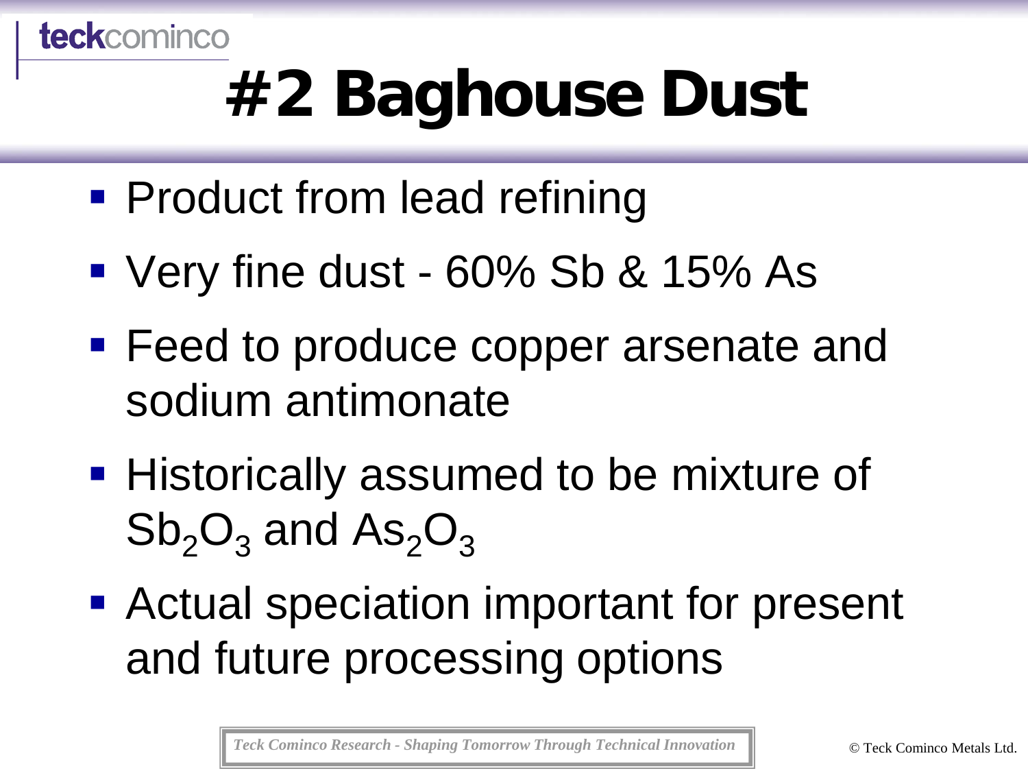# #2 Baghouse Dust

- Product from lead refining
- Very fine dust - 60% Sb & 15% As
- Feed to produce copper arsenate and sodium antimonate
- Historically assumed to be mixture of $Sb_2O_3$ and $As_2O_3$
- Actual speciation important for present and future processing options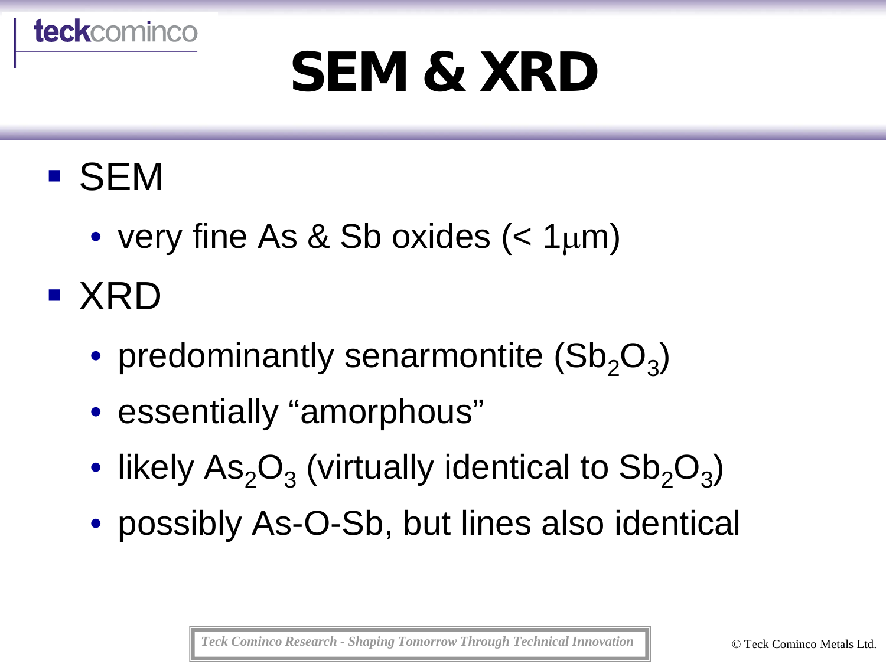# SEM & XRD

- SEM
  - very fine As & Sb oxides (< 1μm)
- XRD
  - predominantly senarmontite ($Sb_2O_3$)
  - essentially "amorphous"
  - likely $As_2O_3$ (virtually identical to $Sb_2O_3$)
  - possibly As-O-Sb, but lines also identical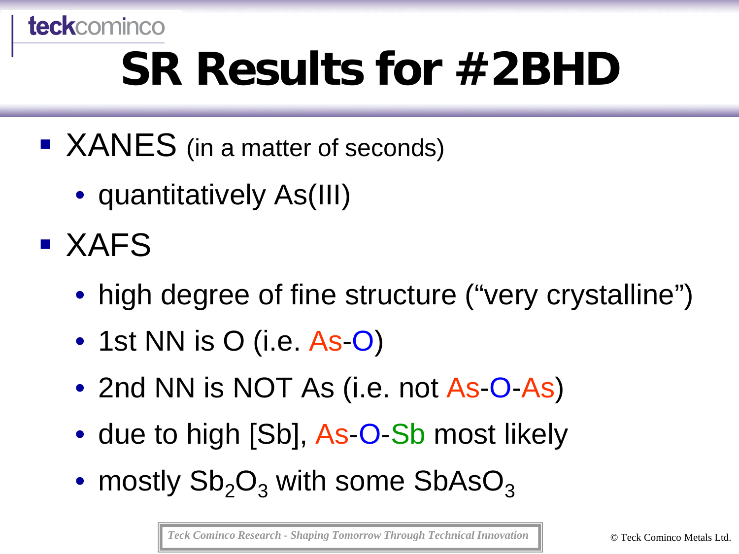# SR Results for #2BHD

- XANES (in a matter of seconds)
  - quantitatively As(III)
- XAFS
  - high degree of fine structure ("very crystalline")
  - 1st NN is O (i.e. As-O)
  - 2nd NN is NOT As (i.e. not As-O-As)
  - due to high [Sb], As-O-Sb most likely
  - mostly $Sb_2O_3$ with some $SbAsO_3$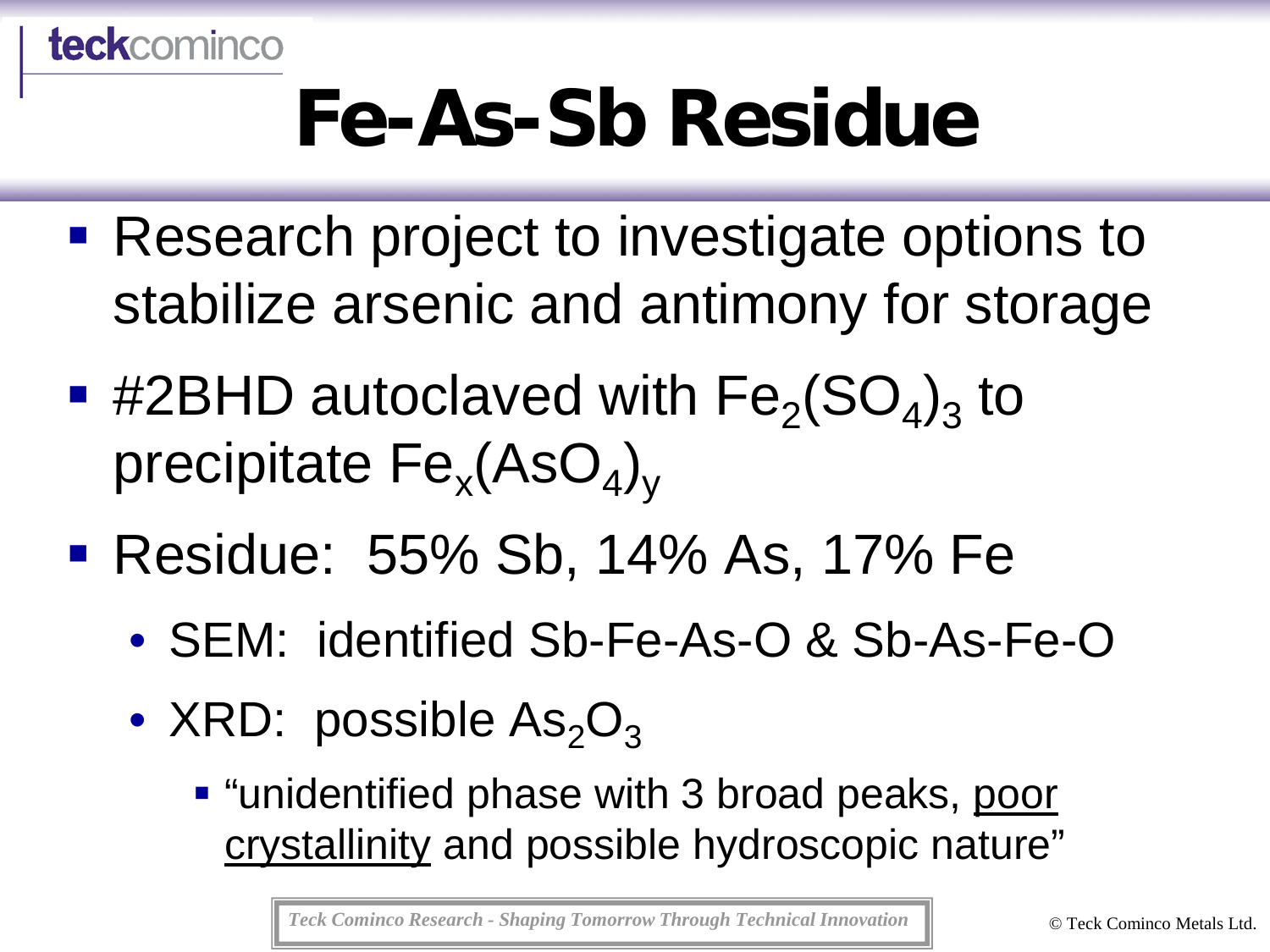# Fe-As-Sb Residue

- Research project to investigate options to stabilize arsenic and antimony for storage
- #2BHD autoclaved with $Fe_2(SO_4)_3$ to precipitate $Fe_x(AsO_4)_y$
- Residue: 55% Sb, 14% As, 17% Fe
  - SEM: identified Sb-Fe-As-O & Sb-As-Fe-O
  - XRD: possible $As_2O_3$
    - "unidentified phase with 3 broad peaks, <u>poor crystallinity</u> and possible hydroscopic nature"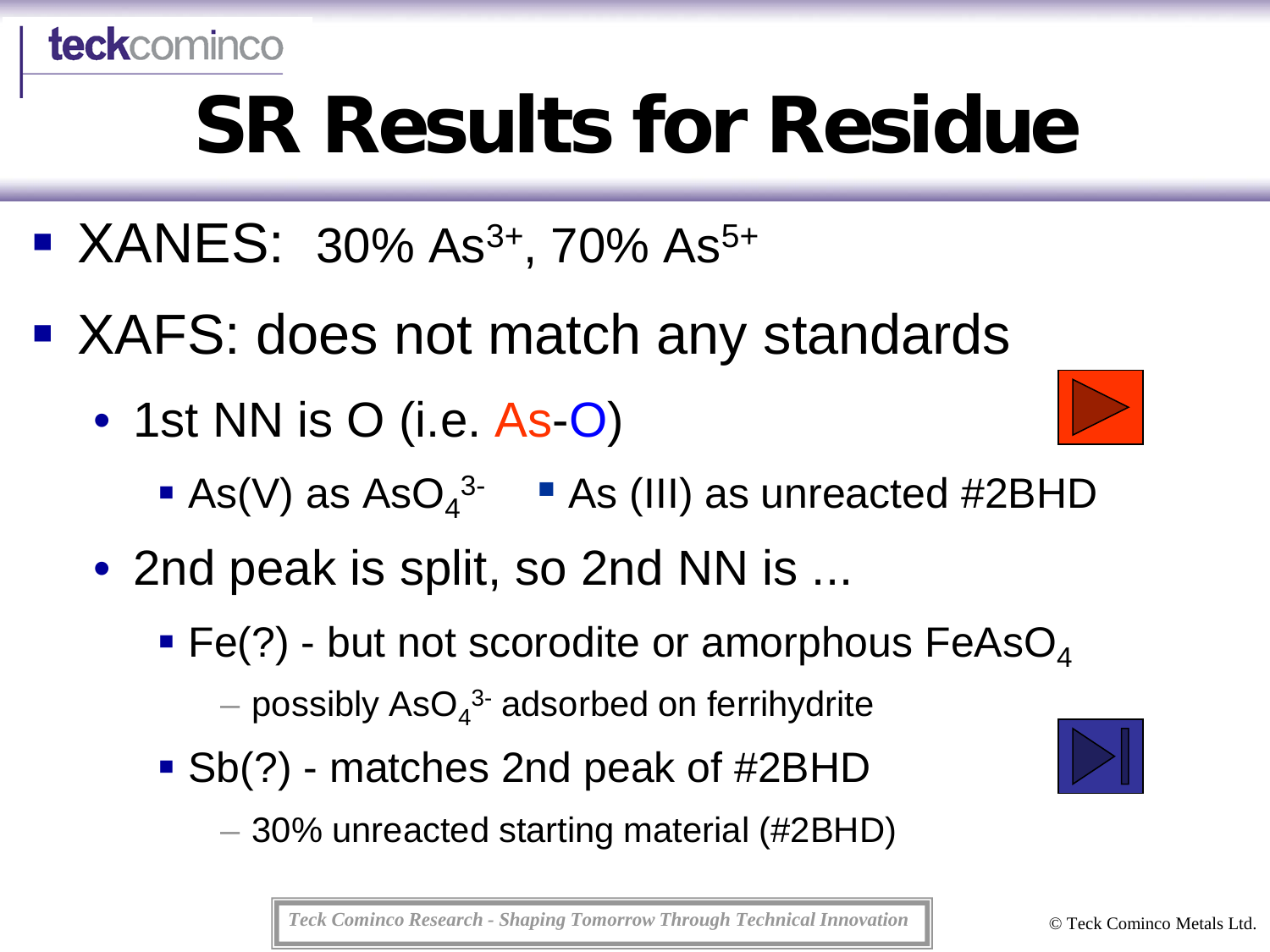# SR Results for Residue

- XANES: 30% $As^{3+}$, 70% $As^{5+}$
- XAFS: does not match any standards
  - 1st NN is O (i.e. As-O)
    - As(V) as $AsO_4^{3-}$
    - As (III) as unreacted #2BHD
  - 2nd peak is split, so 2nd NN is ...
    - Fe(?) - but not scorodite or amorphous $FeAsO_4$
      - possibly $AsO_4^{3-}$ adsorbed on ferrihydrite
    - Sb(?) - matches 2nd peak of #2BHD
      - 30% unreacted starting material (#2BHD)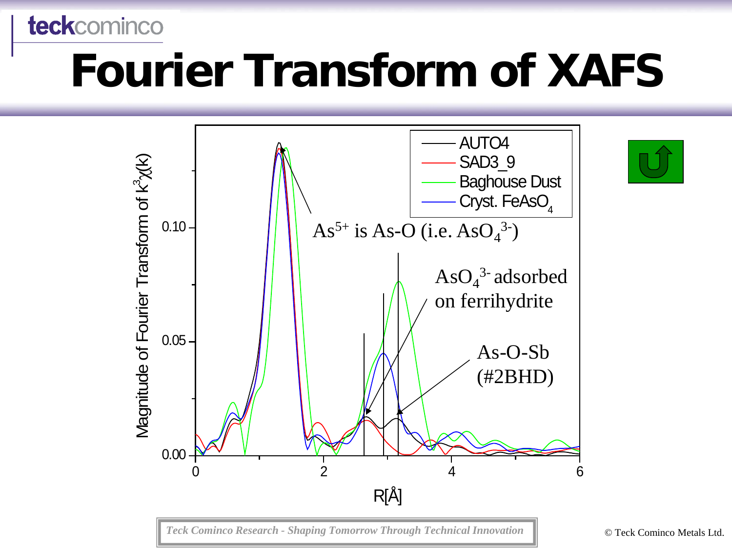# Fourier Transform of XAFS

Magnitude of Fourier Transform of $k^3\chi(k)$

Legend: AUTO4, SAD3_9, Baghouse Dust, Cryst. $FeAsO_4$

$As^{5+}$ is As-O (i.e. $AsO_4^{3-}$)

$AsO_4^{3-}$ adsorbed on ferrihydrite

As-O-Sb (#2BHD)

R[Å]

*Teck Cominco Research - Shaping Tomorrow Through Technical Innovation*

© Teck Cominco Metals Ltd.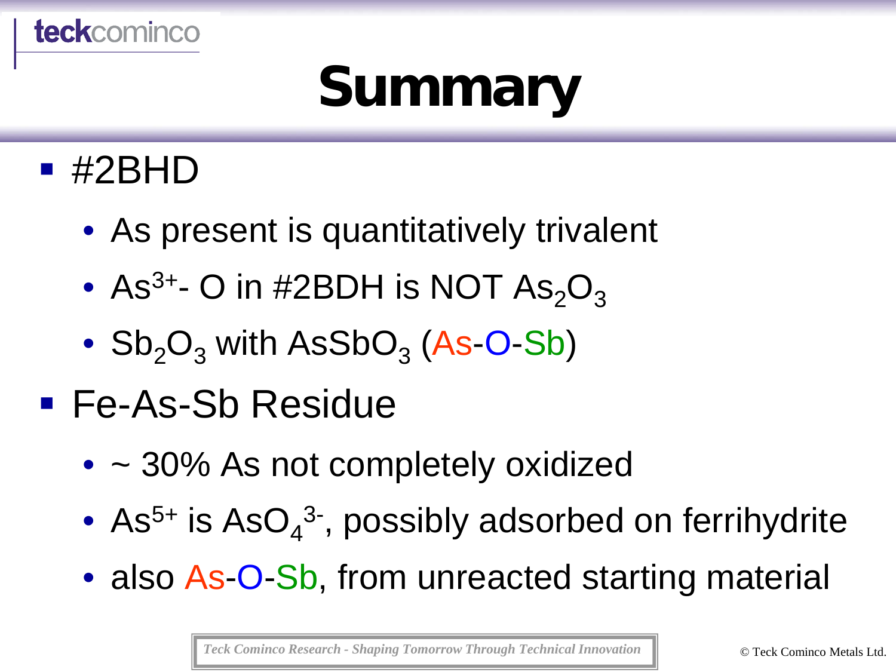# Summary

- #2BHD
  - As present is quantitatively trivalent
  - $As^{3+}$- O in #2BDH is NOT $As_2O_3$
  - $Sb_2O_3$ with $AsSbO_3$ (As-O-Sb)
- Fe-As-Sb Residue
  - ~ 30% As not completely oxidized
  - $As^{5+}$ is $AsO_4^{3-}$, possibly adsorbed on ferrihydrite
  - also As-O-Sb, from unreacted starting material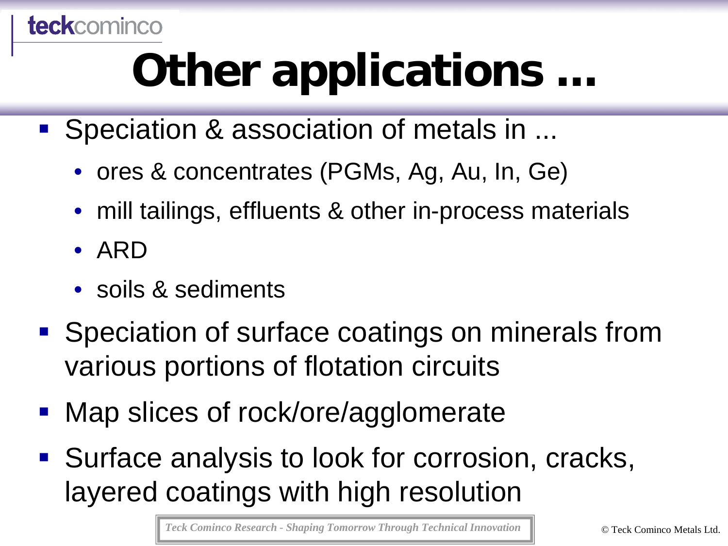# Other applications ...

- Speciation & association of metals in ...
  - ores & concentrates (PGMs, Ag, Au, In, Ge)
  - mill tailings, effluents & other in-process materials
  - ARD
  - soils & sediments
- Speciation of surface coatings on minerals from various portions of flotation circuits
- Map slices of rock/ore/agglomerate
- Surface analysis to look for corrosion, cracks, layered coatings with high resolution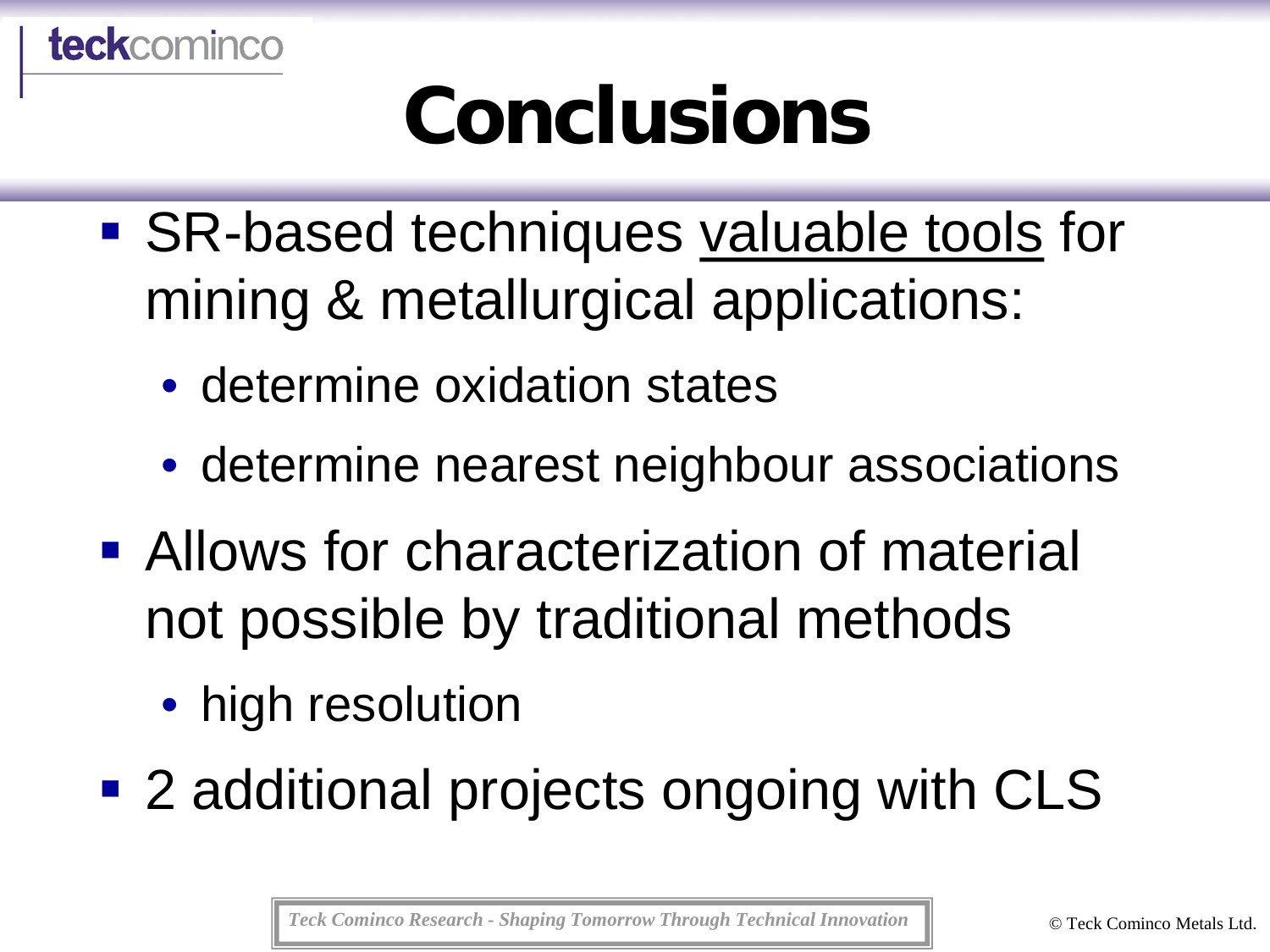# Conclusions

- SR-based techniques <u>valuable tools</u> for mining & metallurgical applications:
  - determine oxidation states
  - determine nearest neighbour associations
- Allows for characterization of material not possible by traditional methods
  - high resolution
- 2 additional projects ongoing with CLS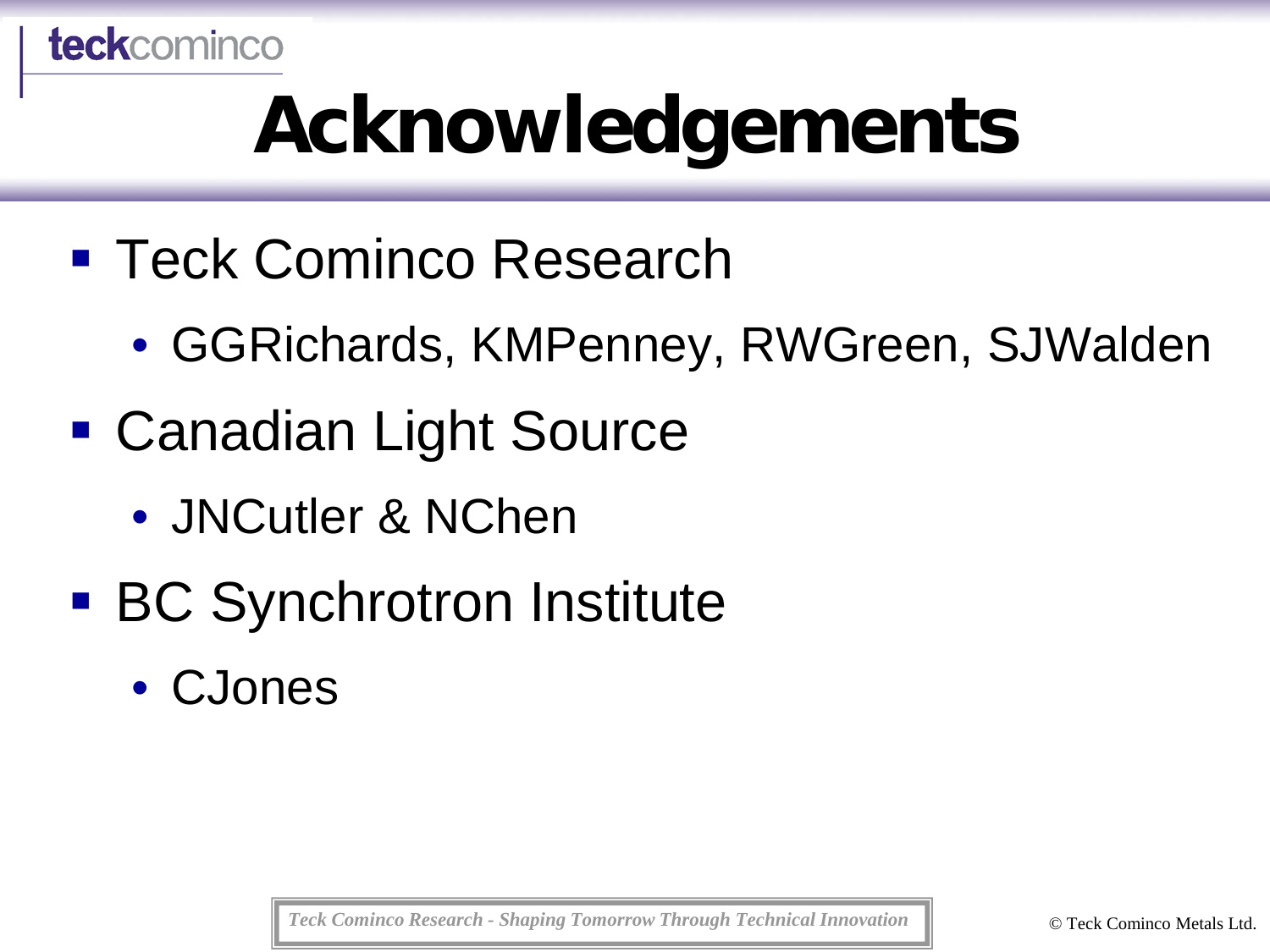# Acknowledgements

- Teck Cominco Research
  - GGRichards, KMPenney, RWGreen, SJWalden
- Canadian Light Source
  - JNCutler & NChen
- BC Synchrotron Institute
  - CJones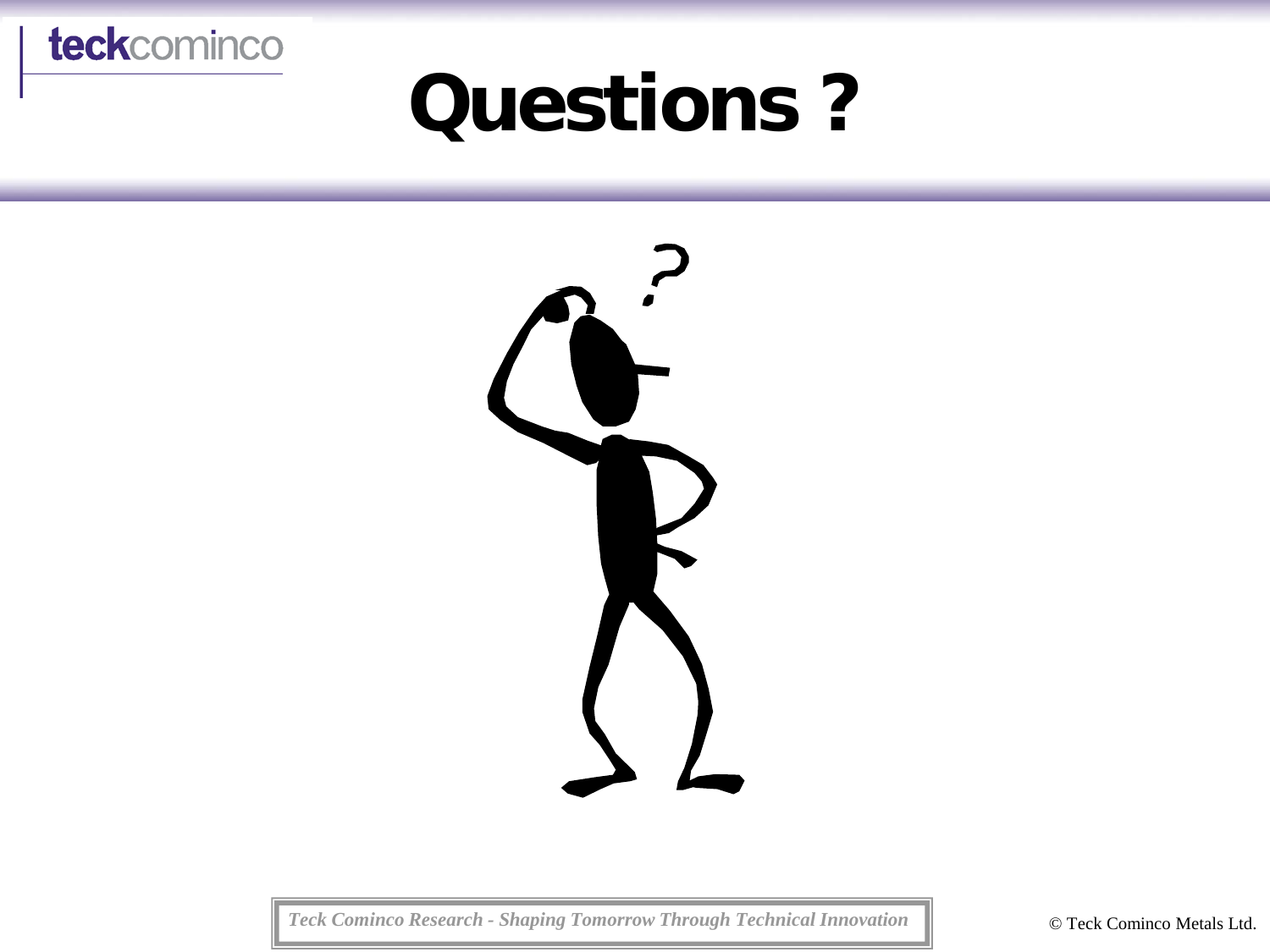# Questions ?